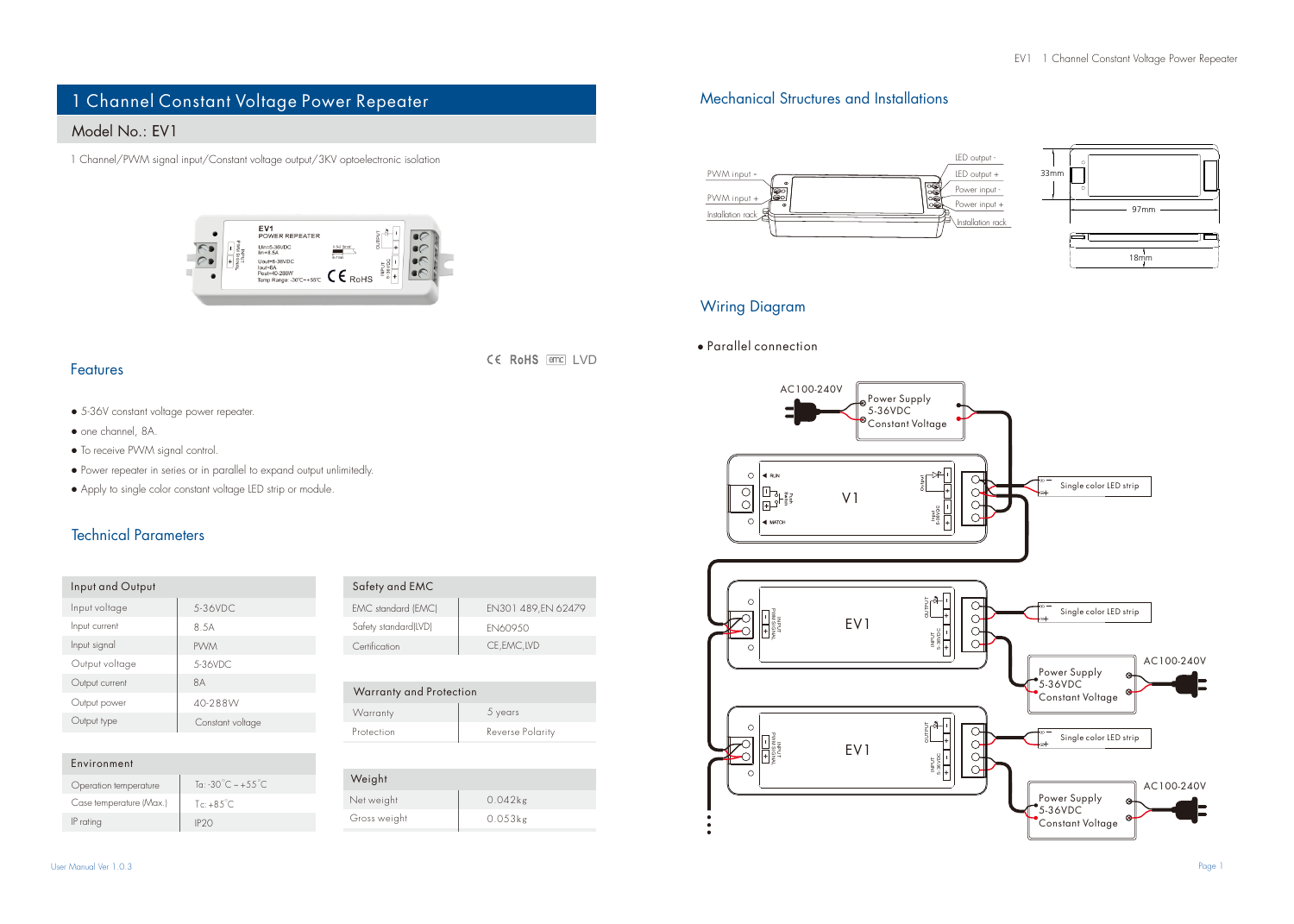# 1 Channel Constant Voltage Power Repeater

## Model No.: EV1

1 Channel/PWM signal input/Constant voltage output/3KV optoelectronic isolation

CE RoHS emc LVD

## Features

- 5-36V constant voltage power repeater.
- one channel, 8A.
- To receive PWM signal control.
- Power repeater in series or in parallel to expand output unlimitedly.
- Apply to single color constant voltage LED strip or module.

## Technical Parameters

| Input and Output | |
|---|---|
| Input voltage | 5-36VDC |
| Input current | 8.5A |
| Input signal | PWM |
| Output voltage | 5-36VDC |
| Output current | 8A |
| Output power | 40-288W |
| Output type | Constant voltage |

| Environment | |
|---|---|
| Operation temperature | Ta: -30°C ~ +55°C |
| Case temperature (Max.) | Tc: +85°C |
| IP rating | IP20 |

| Safety and EMC | |
|---|---|
| EMC standard (EMC) | EN301 489,EN 62479 |
| Safety standard(LVD) | EN60950 |
| Certification | CE,EMC,LVD |

| Warranty and Protection | |
|---|---|
| Warranty | 5 years |
| Protection | Reverse Polarity |

| Weight | |
|---|---|
| Net weight | 0.042kg |
| Gross weight | 0.053kg |

## Mechanical Structures and Installations

## Wiring Diagram

- Parallel connection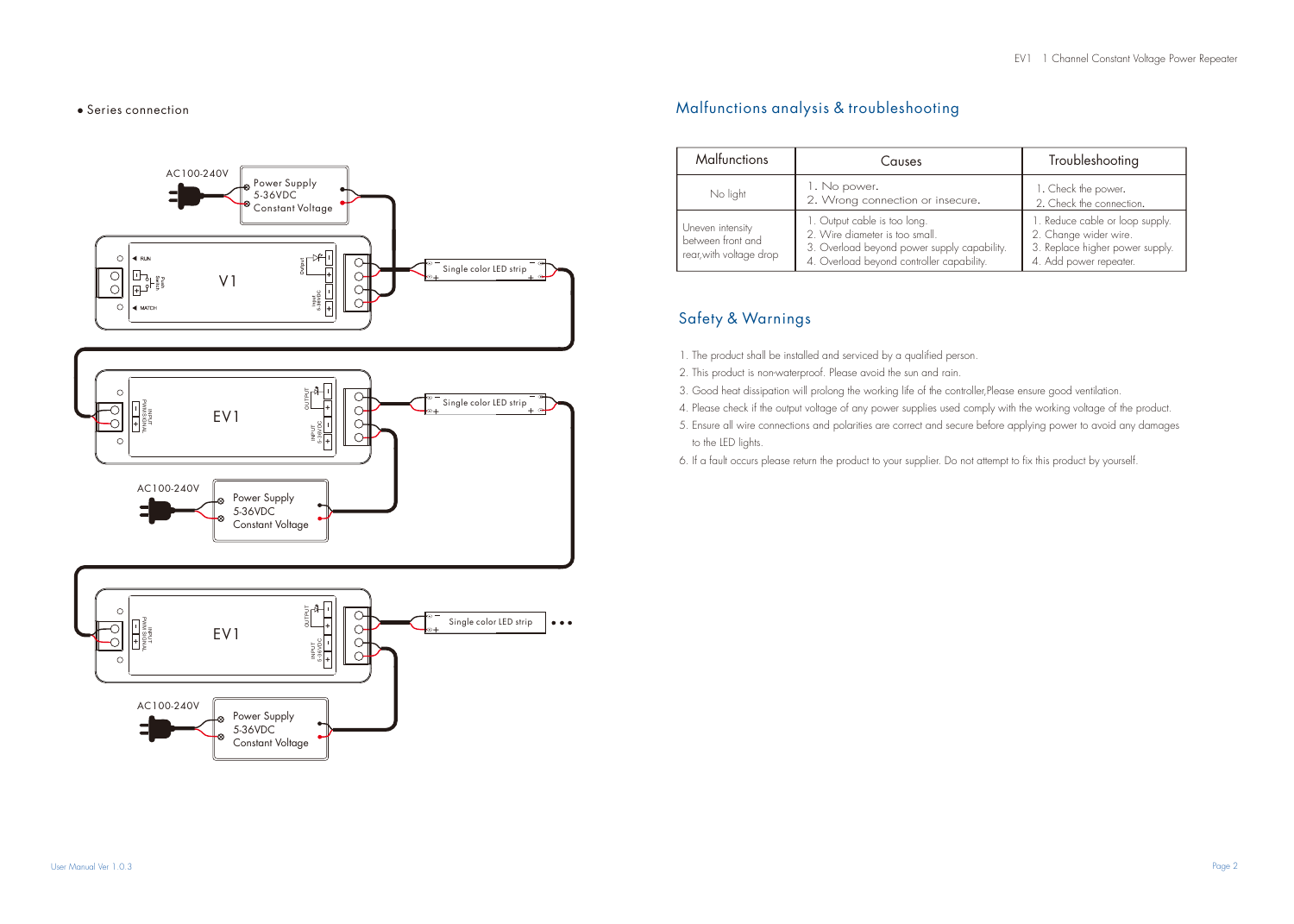- Series connection

AC100-240V

Power Supply
5-36VDC
Constant Voltage

V1

Single color LED strip

EV1

Single color LED strip

AC100-240V

Power Supply
5-36VDC
Constant Voltage

EV1

Single color LED strip

AC100-240V

Power Supply
5-36VDC
Constant Voltage

## Malfunctions analysis & troubleshooting

| Malfunctions | Causes | Troubleshooting |
| --- | --- | --- |
| No light | 1. No power.<br>2. Wrong connection or insecure. | 1. Check the power.<br>2. Check the connection. |
| Uneven intensity between front and rear,with voltage drop | 1. Output cable is too long.<br>2. Wire diameter is too small.<br>3. Overload beyond power supply capability.<br>4. Overload beyond controller capability. | 1. Reduce cable or loop supply.<br>2. Change wider wire.<br>3. Replace higher power supply.<br>4. Add power repeater. |

## Safety & Warnings

1. The product shall be installed and serviced by a qualified person.
2. This product is non-waterproof. Please avoid the sun and rain.
3. Good heat dissipation will prolong the working life of the controller,Please ensure good ventilation.
4. Please check if the output voltage of any power supplies used comply with the working voltage of the product.
5. Ensure all wire connections and polarities are correct and secure before applying power to avoid any damages to the LED lights.
6. If a fault occurs please return the product to your supplier. Do not attempt to fix this product by yourself.